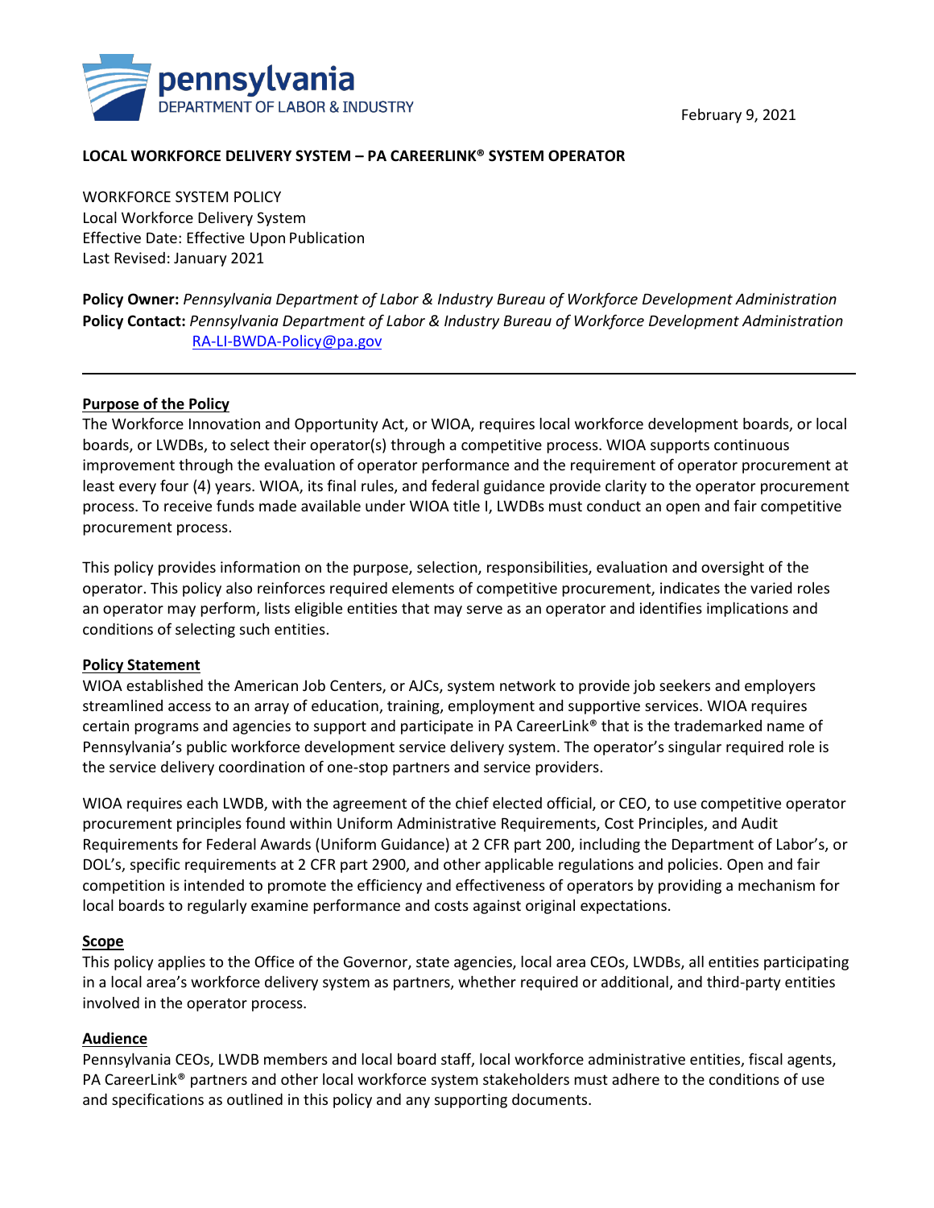pennsylvania
DEPARTMENT OF LABOR & INDUSTRY

February 9, 2021

**LOCAL WORKFORCE DELIVERY SYSTEM – PA CAREERLINK® SYSTEM OPERATOR**

WORKFORCE SYSTEM POLICY
Local Workforce Delivery System
Effective Date: Effective Upon Publication
Last Revised: January 2021

**Policy Owner:** *Pennsylvania Department of Labor & Industry Bureau of Workforce Development Administration*
**Policy Contact:** *Pennsylvania Department of Labor & Industry Bureau of Workforce Development Administration*
RA-LI-BWDA-Policy@pa.gov

---

## Purpose of the Policy

The Workforce Innovation and Opportunity Act, or WIOA, requires local workforce development boards, or local boards, or LWDBs, to select their operator(s) through a competitive process. WIOA supports continuous improvement through the evaluation of operator performance and the requirement of operator procurement at least every four (4) years. WIOA, its final rules, and federal guidance provide clarity to the operator procurement process. To receive funds made available under WIOA title I, LWDBs must conduct an open and fair competitive procurement process.

This policy provides information on the purpose, selection, responsibilities, evaluation and oversight of the operator. This policy also reinforces required elements of competitive procurement, indicates the varied roles an operator may perform, lists eligible entities that may serve as an operator and identifies implications and conditions of selecting such entities.

## Policy Statement

WIOA established the American Job Centers, or AJCs, system network to provide job seekers and employers streamlined access to an array of education, training, employment and supportive services. WIOA requires certain programs and agencies to support and participate in PA CareerLink® that is the trademarked name of Pennsylvania's public workforce development service delivery system. The operator's singular required role is the service delivery coordination of one-stop partners and service providers.

WIOA requires each LWDB, with the agreement of the chief elected official, or CEO, to use competitive operator procurement principles found within Uniform Administrative Requirements, Cost Principles, and Audit Requirements for Federal Awards (Uniform Guidance) at 2 CFR part 200, including the Department of Labor's, or DOL's, specific requirements at 2 CFR part 2900, and other applicable regulations and policies. Open and fair competition is intended to promote the efficiency and effectiveness of operators by providing a mechanism for local boards to regularly examine performance and costs against original expectations.

## Scope

This policy applies to the Office of the Governor, state agencies, local area CEOs, LWDBs, all entities participating in a local area's workforce delivery system as partners, whether required or additional, and third-party entities involved in the operator process.

## Audience

Pennsylvania CEOs, LWDB members and local board staff, local workforce administrative entities, fiscal agents, PA CareerLink® partners and other local workforce system stakeholders must adhere to the conditions of use and specifications as outlined in this policy and any supporting documents.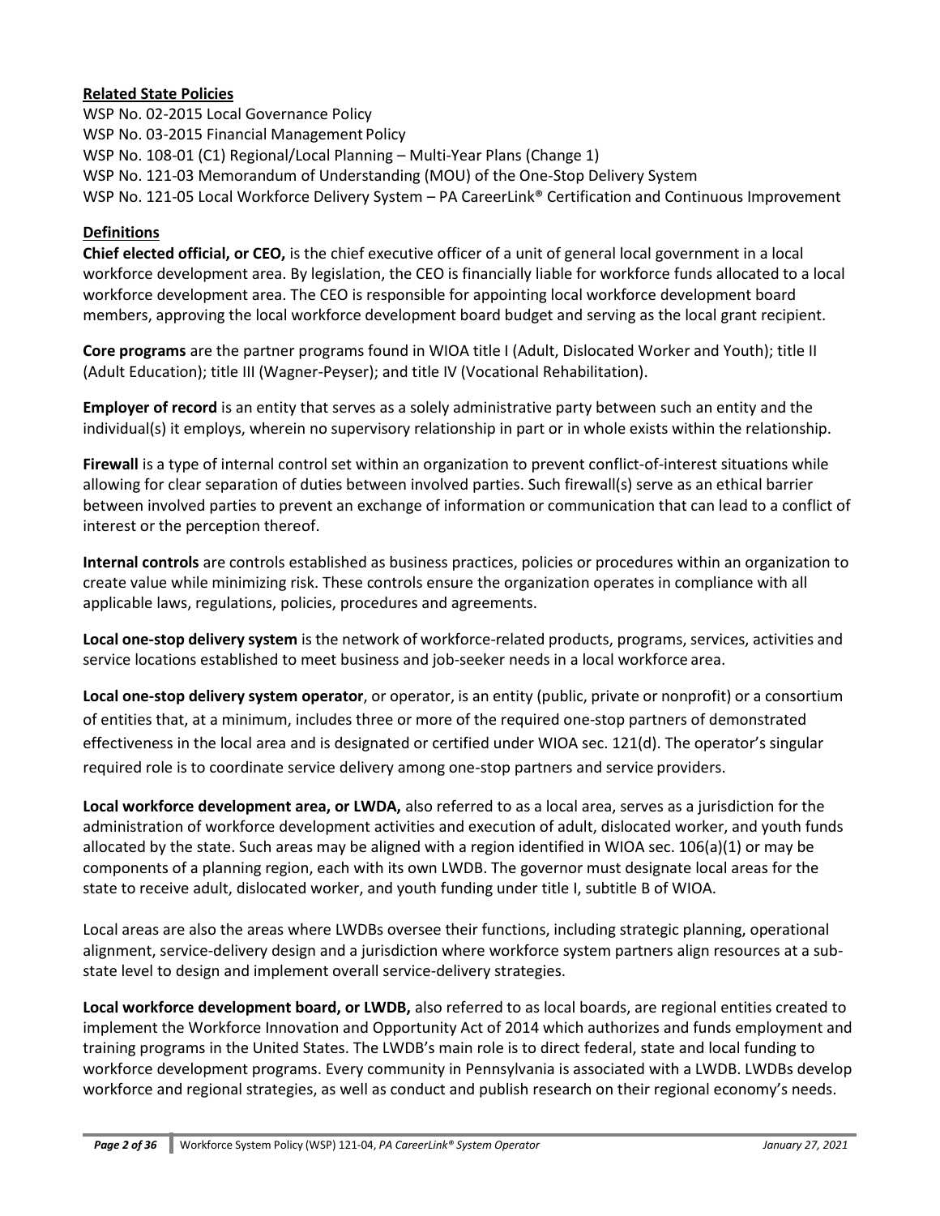## Related State Policies

WSP No. 02-2015 Local Governance Policy
WSP No. 03-2015 Financial Management Policy
WSP No. 108-01 (C1) Regional/Local Planning – Multi-Year Plans (Change 1)
WSP No. 121-03 Memorandum of Understanding (MOU) of the One-Stop Delivery System
WSP No. 121-05 Local Workforce Delivery System – PA CareerLink® Certification and Continuous Improvement

## Definitions

**Chief elected official, or CEO,** is the chief executive officer of a unit of general local government in a local workforce development area. By legislation, the CEO is financially liable for workforce funds allocated to a local workforce development area. The CEO is responsible for appointing local workforce development board members, approving the local workforce development board budget and serving as the local grant recipient.

**Core programs** are the partner programs found in WIOA title I (Adult, Dislocated Worker and Youth); title II (Adult Education); title III (Wagner-Peyser); and title IV (Vocational Rehabilitation).

**Employer of record** is an entity that serves as a solely administrative party between such an entity and the individual(s) it employs, wherein no supervisory relationship in part or in whole exists within the relationship.

**Firewall** is a type of internal control set within an organization to prevent conflict-of-interest situations while allowing for clear separation of duties between involved parties. Such firewall(s) serve as an ethical barrier between involved parties to prevent an exchange of information or communication that can lead to a conflict of interest or the perception thereof.

**Internal controls** are controls established as business practices, policies or procedures within an organization to create value while minimizing risk. These controls ensure the organization operates in compliance with all applicable laws, regulations, policies, procedures and agreements.

**Local one-stop delivery system** is the network of workforce-related products, programs, services, activities and service locations established to meet business and job-seeker needs in a local workforce area.

**Local one-stop delivery system operator**, or operator, is an entity (public, private or nonprofit) or a consortium of entities that, at a minimum, includes three or more of the required one-stop partners of demonstrated effectiveness in the local area and is designated or certified under WIOA sec. 121(d). The operator's singular required role is to coordinate service delivery among one-stop partners and service providers.

**Local workforce development area, or LWDA,** also referred to as a local area, serves as a jurisdiction for the administration of workforce development activities and execution of adult, dislocated worker, and youth funds allocated by the state. Such areas may be aligned with a region identified in WIOA sec. 106(a)(1) or may be components of a planning region, each with its own LWDB. The governor must designate local areas for the state to receive adult, dislocated worker, and youth funding under title I, subtitle B of WIOA.

Local areas are also the areas where LWDBs oversee their functions, including strategic planning, operational alignment, service-delivery design and a jurisdiction where workforce system partners align resources at a sub-state level to design and implement overall service-delivery strategies.

**Local workforce development board, or LWDB,** also referred to as local boards, are regional entities created to implement the Workforce Innovation and Opportunity Act of 2014 which authorizes and funds employment and training programs in the United States. The LWDB's main role is to direct federal, state and local funding to workforce development programs. Every community in Pennsylvania is associated with a LWDB. LWDBs develop workforce and regional strategies, as well as conduct and publish research on their regional economy's needs.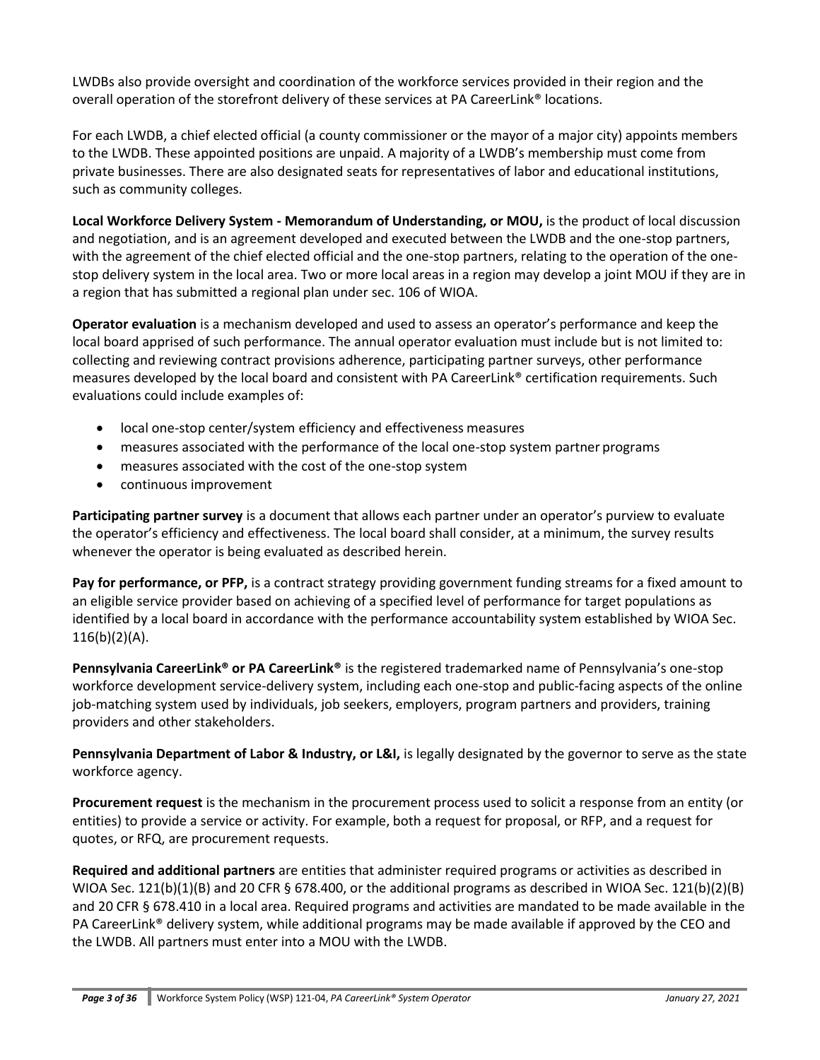LWDBs also provide oversight and coordination of the workforce services provided in their region and the overall operation of the storefront delivery of these services at PA CareerLink® locations.

For each LWDB, a chief elected official (a county commissioner or the mayor of a major city) appoints members to the LWDB. These appointed positions are unpaid. A majority of a LWDB's membership must come from private businesses. There are also designated seats for representatives of labor and educational institutions, such as community colleges.

**Local Workforce Delivery System - Memorandum of Understanding, or MOU,** is the product of local discussion and negotiation, and is an agreement developed and executed between the LWDB and the one-stop partners, with the agreement of the chief elected official and the one-stop partners, relating to the operation of the one-stop delivery system in the local area. Two or more local areas in a region may develop a joint MOU if they are in a region that has submitted a regional plan under sec. 106 of WIOA.

**Operator evaluation** is a mechanism developed and used to assess an operator's performance and keep the local board apprised of such performance. The annual operator evaluation must include but is not limited to: collecting and reviewing contract provisions adherence, participating partner surveys, other performance measures developed by the local board and consistent with PA CareerLink® certification requirements. Such evaluations could include examples of:

- local one-stop center/system efficiency and effectiveness measures
- measures associated with the performance of the local one-stop system partner programs
- measures associated with the cost of the one-stop system
- continuous improvement

**Participating partner survey** is a document that allows each partner under an operator's purview to evaluate the operator's efficiency and effectiveness. The local board shall consider, at a minimum, the survey results whenever the operator is being evaluated as described herein.

**Pay for performance, or PFP,** is a contract strategy providing government funding streams for a fixed amount to an eligible service provider based on achieving of a specified level of performance for target populations as identified by a local board in accordance with the performance accountability system established by WIOA Sec. 116(b)(2)(A).

**Pennsylvania CareerLink® or PA CareerLink®** is the registered trademarked name of Pennsylvania's one-stop workforce development service-delivery system, including each one-stop and public-facing aspects of the online job-matching system used by individuals, job seekers, employers, program partners and providers, training providers and other stakeholders.

**Pennsylvania Department of Labor & Industry, or L&I,** is legally designated by the governor to serve as the state workforce agency.

**Procurement request** is the mechanism in the procurement process used to solicit a response from an entity (or entities) to provide a service or activity. For example, both a request for proposal, or RFP, and a request for quotes, or RFQ, are procurement requests.

**Required and additional partners** are entities that administer required programs or activities as described in WIOA Sec. 121(b)(1)(B) and 20 CFR § 678.400, or the additional programs as described in WIOA Sec. 121(b)(2)(B) and 20 CFR § 678.410 in a local area. Required programs and activities are mandated to be made available in the PA CareerLink® delivery system, while additional programs may be made available if approved by the CEO and the LWDB. All partners must enter into a MOU with the LWDB.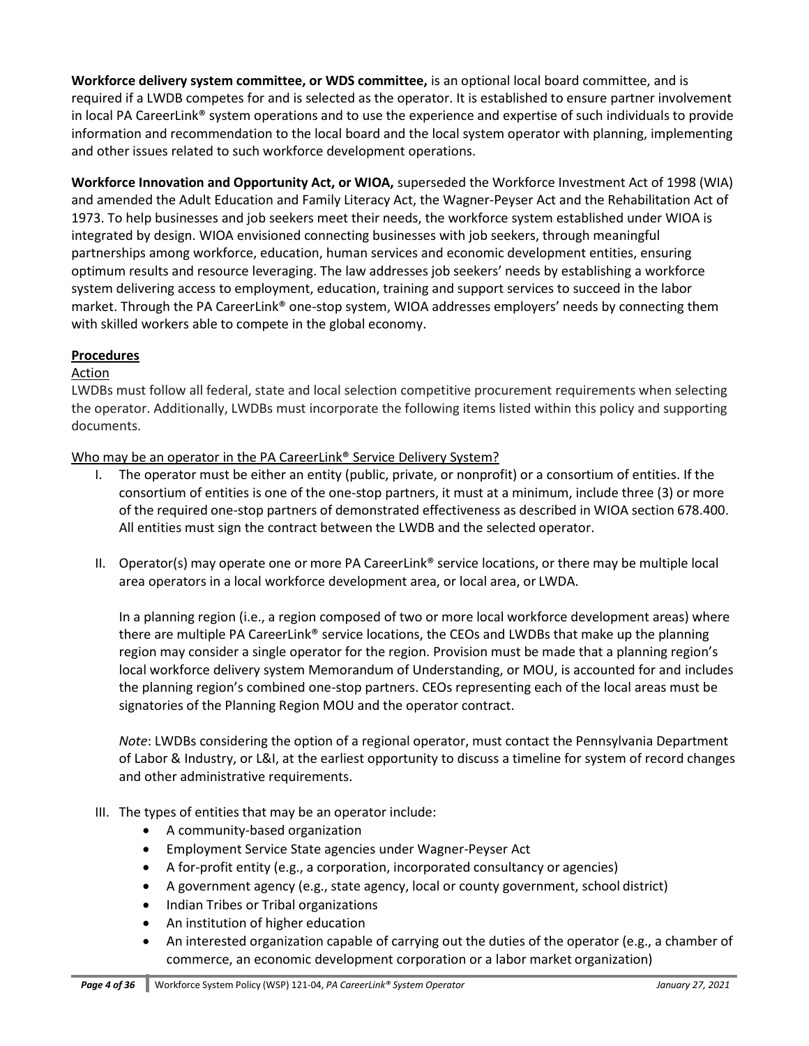**Workforce delivery system committee, or WDS committee,** is an optional local board committee, and is required if a LWDB competes for and is selected as the operator. It is established to ensure partner involvement in local PA CareerLink® system operations and to use the experience and expertise of such individuals to provide information and recommendation to the local board and the local system operator with planning, implementing and other issues related to such workforce development operations.

**Workforce Innovation and Opportunity Act, or WIOA,** superseded the Workforce Investment Act of 1998 (WIA) and amended the Adult Education and Family Literacy Act, the Wagner-Peyser Act and the Rehabilitation Act of 1973. To help businesses and job seekers meet their needs, the workforce system established under WIOA is integrated by design. WIOA envisioned connecting businesses with job seekers, through meaningful partnerships among workforce, education, human services and economic development entities, ensuring optimum results and resource leveraging. The law addresses job seekers' needs by establishing a workforce system delivering access to employment, education, training and support services to succeed in the labor market. Through the PA CareerLink® one-stop system, WIOA addresses employers' needs by connecting them with skilled workers able to compete in the global economy.

## Procedures

### Action

LWDBs must follow all federal, state and local selection competitive procurement requirements when selecting the operator. Additionally, LWDBs must incorporate the following items listed within this policy and supporting documents.

### Who may be an operator in the PA CareerLink® Service Delivery System?

I. The operator must be either an entity (public, private, or nonprofit) or a consortium of entities. If the consortium of entities is one of the one-stop partners, it must at a minimum, include three (3) or more of the required one-stop partners of demonstrated effectiveness as described in WIOA section 678.400. All entities must sign the contract between the LWDB and the selected operator.

II. Operator(s) may operate one or more PA CareerLink® service locations, or there may be multiple local area operators in a local workforce development area, or local area, or LWDA.

   In a planning region (i.e., a region composed of two or more local workforce development areas) where there are multiple PA CareerLink® service locations, the CEOs and LWDBs that make up the planning region may consider a single operator for the region. Provision must be made that a planning region's local workforce delivery system Memorandum of Understanding, or MOU, is accounted for and includes the planning region's combined one-stop partners. CEOs representing each of the local areas must be signatories of the Planning Region MOU and the operator contract.

   *Note*: LWDBs considering the option of a regional operator, must contact the Pennsylvania Department of Labor & Industry, or L&I, at the earliest opportunity to discuss a timeline for system of record changes and other administrative requirements.

III. The types of entities that may be an operator include:
   - A community-based organization
   - Employment Service State agencies under Wagner-Peyser Act
   - A for-profit entity (e.g., a corporation, incorporated consultancy or agencies)
   - A government agency (e.g., state agency, local or county government, school district)
   - Indian Tribes or Tribal organizations
   - An institution of higher education
   - An interested organization capable of carrying out the duties of the operator (e.g., a chamber of commerce, an economic development corporation or a labor market organization)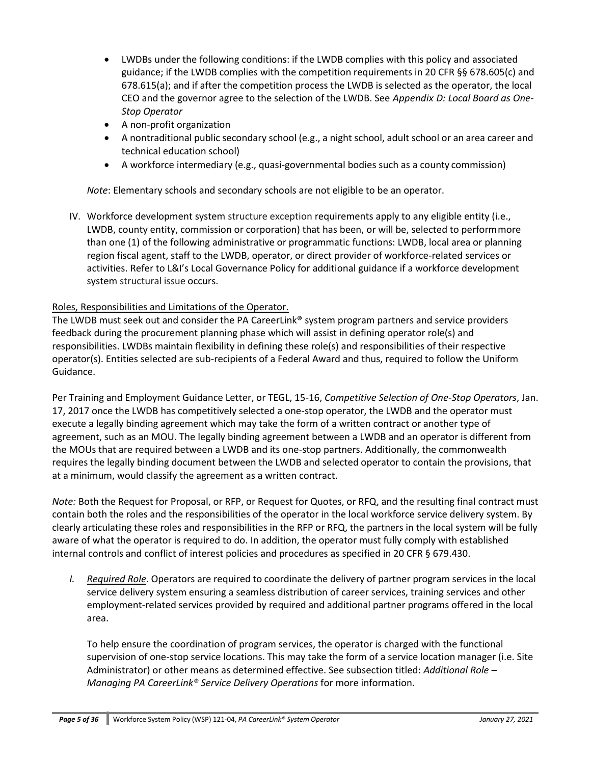- LWDBs under the following conditions: if the LWDB complies with this policy and associated guidance; if the LWDB complies with the competition requirements in 20 CFR §§ 678.605(c) and 678.615(a); and if after the competition process the LWDB is selected as the operator, the local CEO and the governor agree to the selection of the LWDB. See *Appendix D: Local Board as One-Stop Operator*
- A non-profit organization
- A nontraditional public secondary school (e.g., a night school, adult school or an area career and technical education school)
- A workforce intermediary (e.g., quasi-governmental bodies such as a county commission)

*Note*: Elementary schools and secondary schools are not eligible to be an operator.

IV. Workforce development system structure exception requirements apply to any eligible entity (i.e., LWDB, county entity, commission or corporation) that has been, or will be, selected to perform more than one (1) of the following administrative or programmatic functions: LWDB, local area or planning region fiscal agent, staff to the LWDB, operator, or direct provider of workforce-related services or activities. Refer to L&I's Local Governance Policy for additional guidance if a workforce development system structural issue occurs.

Roles, Responsibilities and Limitations of the Operator.

The LWDB must seek out and consider the PA CareerLink® system program partners and service providers feedback during the procurement planning phase which will assist in defining operator role(s) and responsibilities. LWDBs maintain flexibility in defining these role(s) and responsibilities of their respective operator(s). Entities selected are sub-recipients of a Federal Award and thus, required to follow the Uniform Guidance.

Per Training and Employment Guidance Letter, or TEGL, 15-16, *Competitive Selection of One-Stop Operators*, Jan. 17, 2017 once the LWDB has competitively selected a one-stop operator, the LWDB and the operator must execute a legally binding agreement which may take the form of a written contract or another type of agreement, such as an MOU. The legally binding agreement between a LWDB and an operator is different from the MOUs that are required between a LWDB and its one-stop partners. Additionally, the commonwealth requires the legally binding document between the LWDB and selected operator to contain the provisions, that at a minimum, would classify the agreement as a written contract.

*Note:* Both the Request for Proposal, or RFP, or Request for Quotes, or RFQ, and the resulting final contract must contain both the roles and the responsibilities of the operator in the local workforce service delivery system. By clearly articulating these roles and responsibilities in the RFP or RFQ, the partners in the local system will be fully aware of what the operator is required to do. In addition, the operator must fully comply with established internal controls and conflict of interest policies and procedures as specified in 20 CFR § 679.430.

*I. Required Role*. Operators are required to coordinate the delivery of partner program services in the local service delivery system ensuring a seamless distribution of career services, training services and other employment-related services provided by required and additional partner programs offered in the local area.

To help ensure the coordination of program services, the operator is charged with the functional supervision of one-stop service locations. This may take the form of a service location manager (i.e. Site Administrator) or other means as determined effective. See subsection titled: *Additional Role – Managing PA CareerLink® Service Delivery Operations* for more information.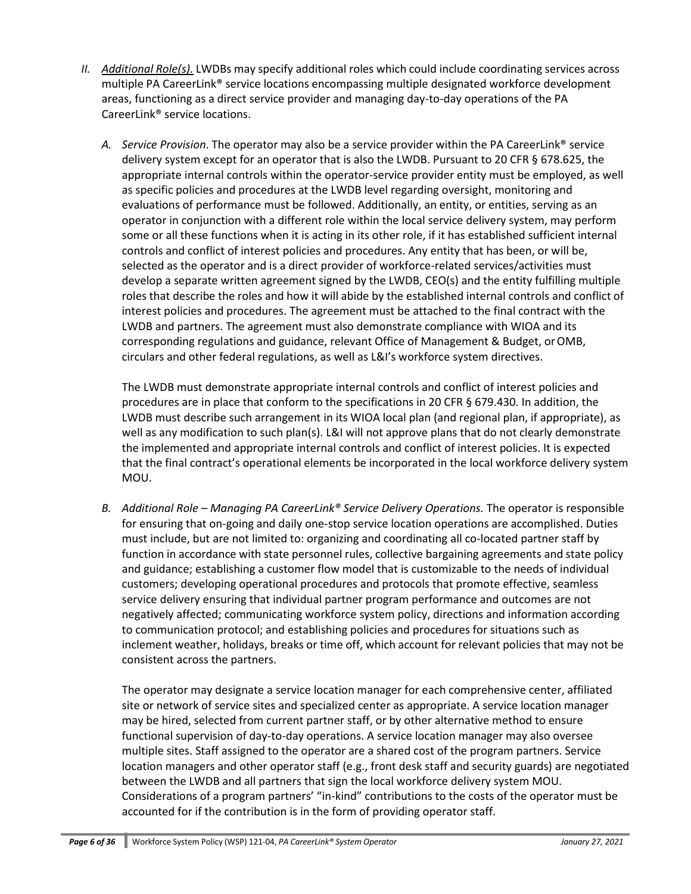II. *Additional Role(s).* LWDBs may specify additional roles which could include coordinating services across multiple PA CareerLink® service locations encompassing multiple designated workforce development areas, functioning as a direct service provider and managing day-to-day operations of the PA CareerLink® service locations.

   A. *Service Provision*. The operator may also be a service provider within the PA CareerLink® service delivery system except for an operator that is also the LWDB. Pursuant to 20 CFR § 678.625, the appropriate internal controls within the operator-service provider entity must be employed, as well as specific policies and procedures at the LWDB level regarding oversight, monitoring and evaluations of performance must be followed. Additionally, an entity, or entities, serving as an operator in conjunction with a different role within the local service delivery system, may perform some or all these functions when it is acting in its other role, if it has established sufficient internal controls and conflict of interest policies and procedures. Any entity that has been, or will be, selected as the operator and is a direct provider of workforce-related services/activities must develop a separate written agreement signed by the LWDB, CEO(s) and the entity fulfilling multiple roles that describe the roles and how it will abide by the established internal controls and conflict of interest policies and procedures. The agreement must be attached to the final contract with the LWDB and partners. The agreement must also demonstrate compliance with WIOA and its corresponding regulations and guidance, relevant Office of Management & Budget, or OMB, circulars and other federal regulations, as well as L&I's workforce system directives.

      The LWDB must demonstrate appropriate internal controls and conflict of interest policies and procedures are in place that conform to the specifications in 20 CFR § 679.430. In addition, the LWDB must describe such arrangement in its WIOA local plan (and regional plan, if appropriate), as well as any modification to such plan(s). L&I will not approve plans that do not clearly demonstrate the implemented and appropriate internal controls and conflict of interest policies. It is expected that the final contract's operational elements be incorporated in the local workforce delivery system MOU.

   B. *Additional Role – Managing PA CareerLink® Service Delivery Operations.* The operator is responsible for ensuring that on-going and daily one-stop service location operations are accomplished. Duties must include, but are not limited to: organizing and coordinating all co-located partner staff by function in accordance with state personnel rules, collective bargaining agreements and state policy and guidance; establishing a customer flow model that is customizable to the needs of individual customers; developing operational procedures and protocols that promote effective, seamless service delivery ensuring that individual partner program performance and outcomes are not negatively affected; communicating workforce system policy, directions and information according to communication protocol; and establishing policies and procedures for situations such as inclement weather, holidays, breaks or time off, which account for relevant policies that may not be consistent across the partners.

      The operator may designate a service location manager for each comprehensive center, affiliated site or network of service sites and specialized center as appropriate. A service location manager may be hired, selected from current partner staff, or by other alternative method to ensure functional supervision of day-to-day operations. A service location manager may also oversee multiple sites. Staff assigned to the operator are a shared cost of the program partners. Service location managers and other operator staff (e.g., front desk staff and security guards) are negotiated between the LWDB and all partners that sign the local workforce delivery system MOU. Considerations of a program partners' "in-kind" contributions to the costs of the operator must be accounted for if the contribution is in the form of providing operator staff.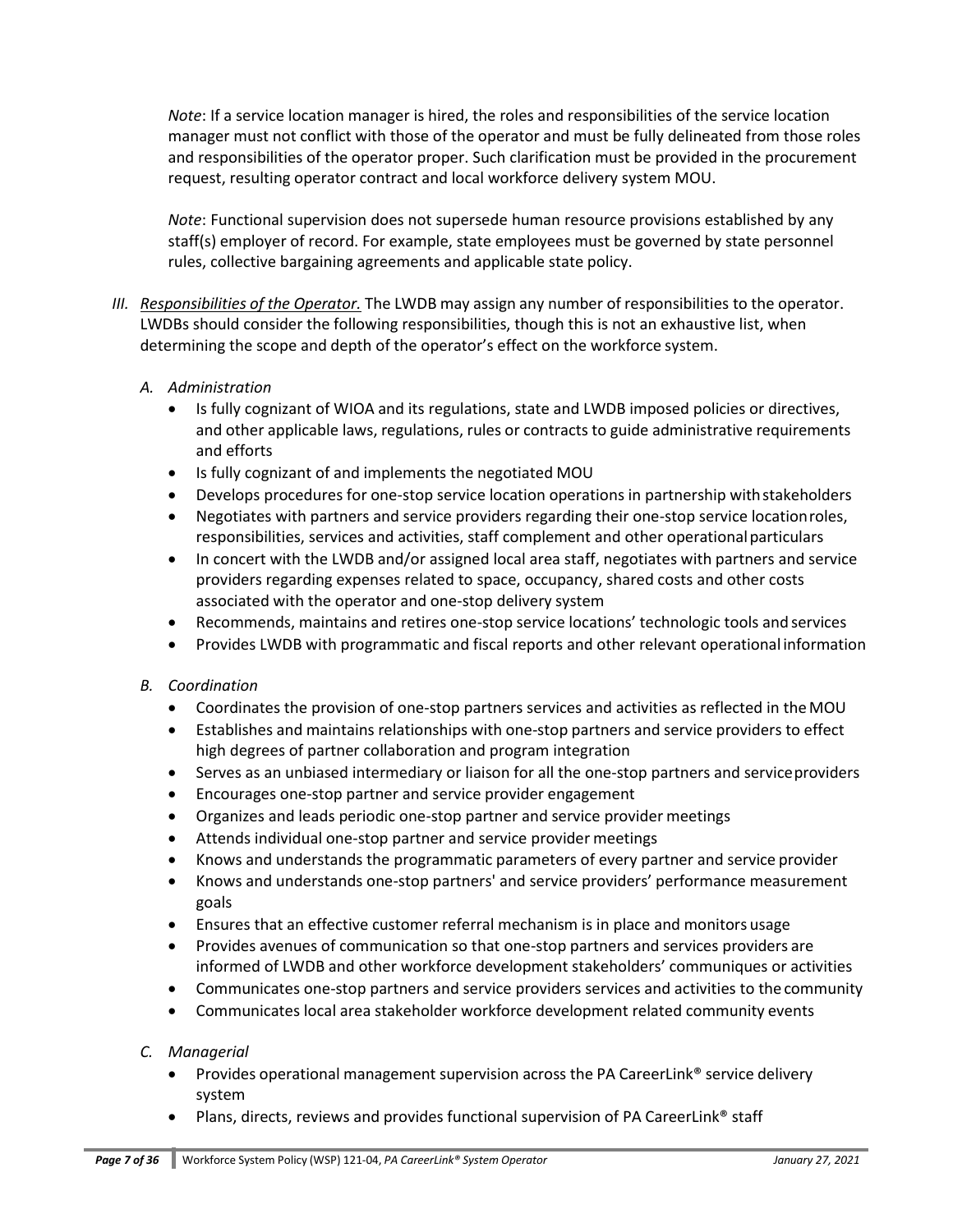*Note*: If a service location manager is hired, the roles and responsibilities of the service location manager must not conflict with those of the operator and must be fully delineated from those roles and responsibilities of the operator proper. Such clarification must be provided in the procurement request, resulting operator contract and local workforce delivery system MOU.

*Note*: Functional supervision does not supersede human resource provisions established by any staff(s) employer of record. For example, state employees must be governed by state personnel rules, collective bargaining agreements and applicable state policy.

*III. Responsibilities of the Operator.* The LWDB may assign any number of responsibilities to the operator. LWDBs should consider the following responsibilities, though this is not an exhaustive list, when determining the scope and depth of the operator's effect on the workforce system.

*A. Administration*

- Is fully cognizant of WIOA and its regulations, state and LWDB imposed policies or directives, and other applicable laws, regulations, rules or contracts to guide administrative requirements and efforts
- Is fully cognizant of and implements the negotiated MOU
- Develops procedures for one-stop service location operations in partnership with stakeholders
- Negotiates with partners and service providers regarding their one-stop service location roles, responsibilities, services and activities, staff complement and other operational particulars
- In concert with the LWDB and/or assigned local area staff, negotiates with partners and service providers regarding expenses related to space, occupancy, shared costs and other costs associated with the operator and one-stop delivery system
- Recommends, maintains and retires one-stop service locations' technologic tools and services
- Provides LWDB with programmatic and fiscal reports and other relevant operational information

*B. Coordination*

- Coordinates the provision of one-stop partners services and activities as reflected in the MOU
- Establishes and maintains relationships with one-stop partners and service providers to effect high degrees of partner collaboration and program integration
- Serves as an unbiased intermediary or liaison for all the one-stop partners and service providers
- Encourages one-stop partner and service provider engagement
- Organizes and leads periodic one-stop partner and service provider meetings
- Attends individual one-stop partner and service provider meetings
- Knows and understands the programmatic parameters of every partner and service provider
- Knows and understands one-stop partners' and service providers' performance measurement goals
- Ensures that an effective customer referral mechanism is in place and monitors usage
- Provides avenues of communication so that one-stop partners and services providers are informed of LWDB and other workforce development stakeholders' communiques or activities
- Communicates one-stop partners and service providers services and activities to the community
- Communicates local area stakeholder workforce development related community events

*C. Managerial*

- Provides operational management supervision across the PA CareerLink® service delivery system
- Plans, directs, reviews and provides functional supervision of PA CareerLink® staff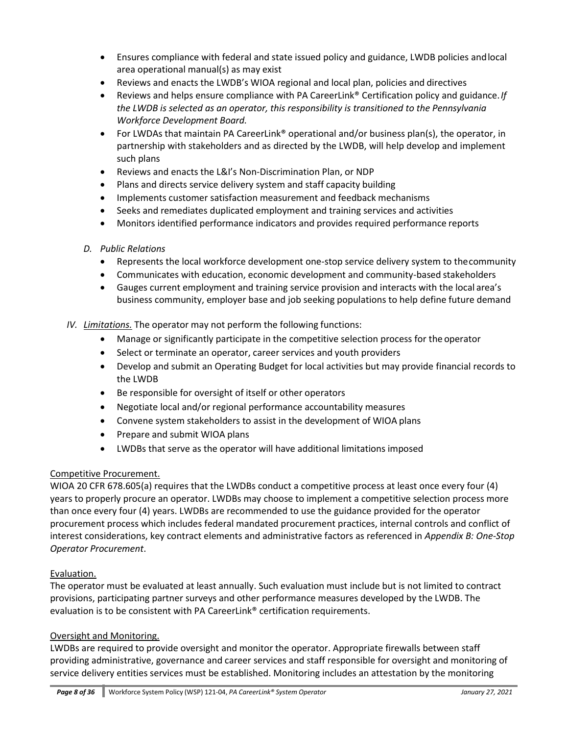- Ensures compliance with federal and state issued policy and guidance, LWDB policies and local area operational manual(s) as may exist
- Reviews and enacts the LWDB's WIOA regional and local plan, policies and directives
- Reviews and helps ensure compliance with PA CareerLink® Certification policy and guidance. *If the LWDB is selected as an operator, this responsibility is transitioned to the Pennsylvania Workforce Development Board.*
- For LWDAs that maintain PA CareerLink® operational and/or business plan(s), the operator, in partnership with stakeholders and as directed by the LWDB, will help develop and implement such plans
- Reviews and enacts the L&I's Non-Discrimination Plan, or NDP
- Plans and directs service delivery system and staff capacity building
- Implements customer satisfaction measurement and feedback mechanisms
- Seeks and remediates duplicated employment and training services and activities
- Monitors identified performance indicators and provides required performance reports

*D. Public Relations*

- Represents the local workforce development one-stop service delivery system to the community
- Communicates with education, economic development and community-based stakeholders
- Gauges current employment and training service provision and interacts with the local area's business community, employer base and job seeking populations to help define future demand

*IV. <u>Limitations.</u>* The operator may not perform the following functions:

- Manage or significantly participate in the competitive selection process for the operator
- Select or terminate an operator, career services and youth providers
- Develop and submit an Operating Budget for local activities but may provide financial records to the LWDB
- Be responsible for oversight of itself or other operators
- Negotiate local and/or regional performance accountability measures
- Convene system stakeholders to assist in the development of WIOA plans
- Prepare and submit WIOA plans
- LWDBs that serve as the operator will have additional limitations imposed

<u>Competitive Procurement.</u>

WIOA 20 CFR 678.605(a) requires that the LWDBs conduct a competitive process at least once every four (4) years to properly procure an operator. LWDBs may choose to implement a competitive selection process more than once every four (4) years. LWDBs are recommended to use the guidance provided for the operator procurement process which includes federal mandated procurement practices, internal controls and conflict of interest considerations, key contract elements and administrative factors as referenced in *Appendix B: One-Stop Operator Procurement*.

<u>Evaluation.</u>

The operator must be evaluated at least annually. Such evaluation must include but is not limited to contract provisions, participating partner surveys and other performance measures developed by the LWDB. The evaluation is to be consistent with PA CareerLink® certification requirements.

<u>Oversight and Monitoring.</u>

LWDBs are required to provide oversight and monitor the operator. Appropriate firewalls between staff providing administrative, governance and career services and staff responsible for oversight and monitoring of service delivery entities services must be established. Monitoring includes an attestation by the monitoring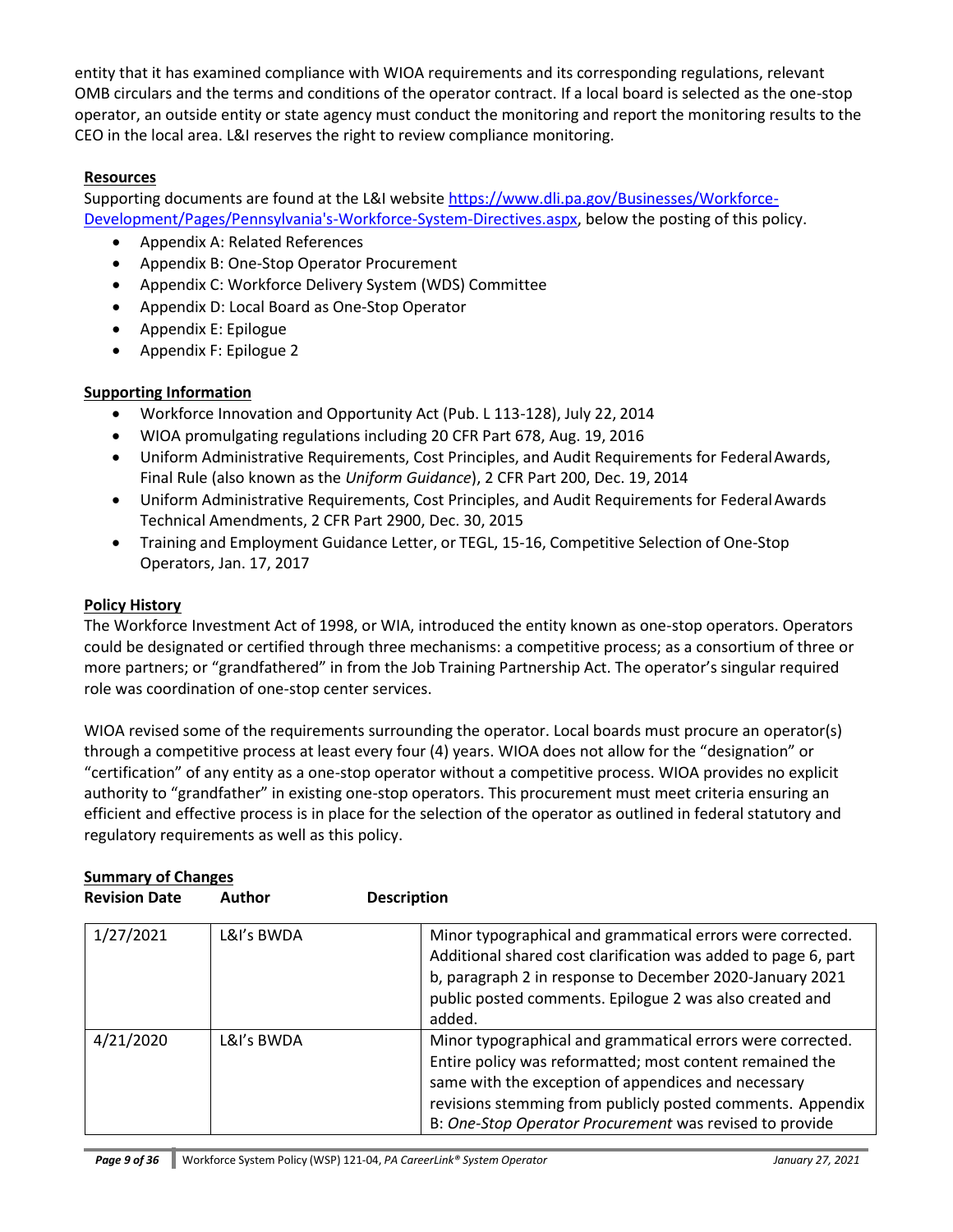entity that it has examined compliance with WIOA requirements and its corresponding regulations, relevant OMB circulars and the terms and conditions of the operator contract. If a local board is selected as the one-stop operator, an outside entity or state agency must conduct the monitoring and report the monitoring results to the CEO in the local area. L&I reserves the right to review compliance monitoring.

## Resources

Supporting documents are found at the L&I website [https://www.dli.pa.gov/Businesses/Workforce-Development/Pages/Pennsylvania's-Workforce-System-Directives.aspx](https://www.dli.pa.gov/Businesses/Workforce-Development/Pages/Pennsylvania's-Workforce-System-Directives.aspx), below the posting of this policy.

- Appendix A: Related References
- Appendix B: One-Stop Operator Procurement
- Appendix C: Workforce Delivery System (WDS) Committee
- Appendix D: Local Board as One-Stop Operator
- Appendix E: Epilogue
- Appendix F: Epilogue 2

## Supporting Information

- Workforce Innovation and Opportunity Act (Pub. L 113-128), July 22, 2014
- WIOA promulgating regulations including 20 CFR Part 678, Aug. 19, 2016
- Uniform Administrative Requirements, Cost Principles, and Audit Requirements for Federal Awards, Final Rule (also known as the *Uniform Guidance*), 2 CFR Part 200, Dec. 19, 2014
- Uniform Administrative Requirements, Cost Principles, and Audit Requirements for Federal Awards Technical Amendments, 2 CFR Part 2900, Dec. 30, 2015
- Training and Employment Guidance Letter, or TEGL, 15-16, Competitive Selection of One-Stop Operators, Jan. 17, 2017

## Policy History

The Workforce Investment Act of 1998, or WIA, introduced the entity known as one-stop operators. Operators could be designated or certified through three mechanisms: a competitive process; as a consortium of three or more partners; or "grandfathered" in from the Job Training Partnership Act. The operator's singular required role was coordination of one-stop center services.

WIOA revised some of the requirements surrounding the operator. Local boards must procure an operator(s) through a competitive process at least every four (4) years. WIOA does not allow for the "designation" or "certification" of any entity as a one-stop operator without a competitive process. WIOA provides no explicit authority to "grandfather" in existing one-stop operators. This procurement must meet criteria ensuring an efficient and effective process is in place for the selection of the operator as outlined in federal statutory and regulatory requirements as well as this policy.

## Summary of Changes

| Revision Date | Author | Description |
|---|---|---|
| 1/27/2021 | L&I's BWDA | Minor typographical and grammatical errors were corrected. Additional shared cost clarification was added to page 6, part b, paragraph 2 in response to December 2020-January 2021 public posted comments. Epilogue 2 was also created and added. |
| 4/21/2020 | L&I's BWDA | Minor typographical and grammatical errors were corrected. Entire policy was reformatted; most content remained the same with the exception of appendices and necessary revisions stemming from publicly posted comments. Appendix B: *One-Stop Operator Procurement* was revised to provide |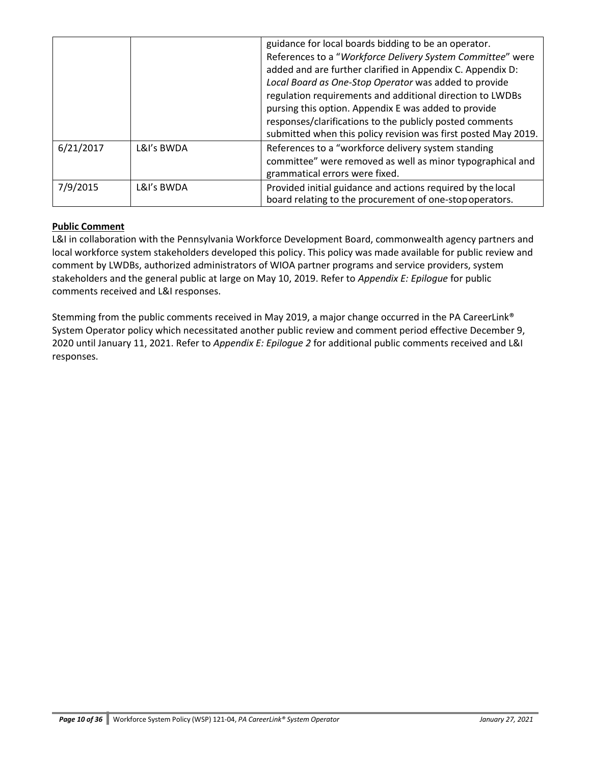| | | |
|---|---|---|
| | | guidance for local boards bidding to be an operator. References to a "*Workforce Delivery System Committee*" were added and are further clarified in Appendix C. Appendix D: *Local Board as One-Stop Operator* was added to provide regulation requirements and additional direction to LWDBs pursing this option. Appendix E was added to provide responses/clarifications to the publicly posted comments submitted when this policy revision was first posted May 2019. |
| 6/21/2017 | L&I's BWDA | References to a "workforce delivery system standing committee" were removed as well as minor typographical and grammatical errors were fixed. |
| 7/9/2015 | L&I's BWDA | Provided initial guidance and actions required by the local board relating to the procurement of one-stop operators. |

**Public Comment**

L&I in collaboration with the Pennsylvania Workforce Development Board, commonwealth agency partners and local workforce system stakeholders developed this policy. This policy was made available for public review and comment by LWDBs, authorized administrators of WIOA partner programs and service providers, system stakeholders and the general public at large on May 10, 2019. Refer to *Appendix E: Epilogue* for public comments received and L&I responses.

Stemming from the public comments received in May 2019, a major change occurred in the PA CareerLink® System Operator policy which necessitated another public review and comment period effective December 9, 2020 until January 11, 2021. Refer to *Appendix E: Epilogue 2* for additional public comments received and L&I responses.